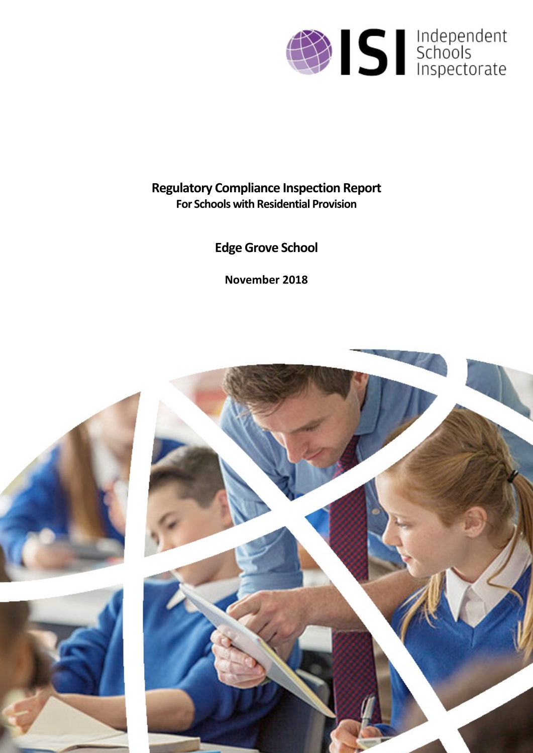Independent Schools Inspectorate

# Regulatory Compliance Inspection Report

**For Schools with Residential Provision**

## Edge Grove School

**November 2018**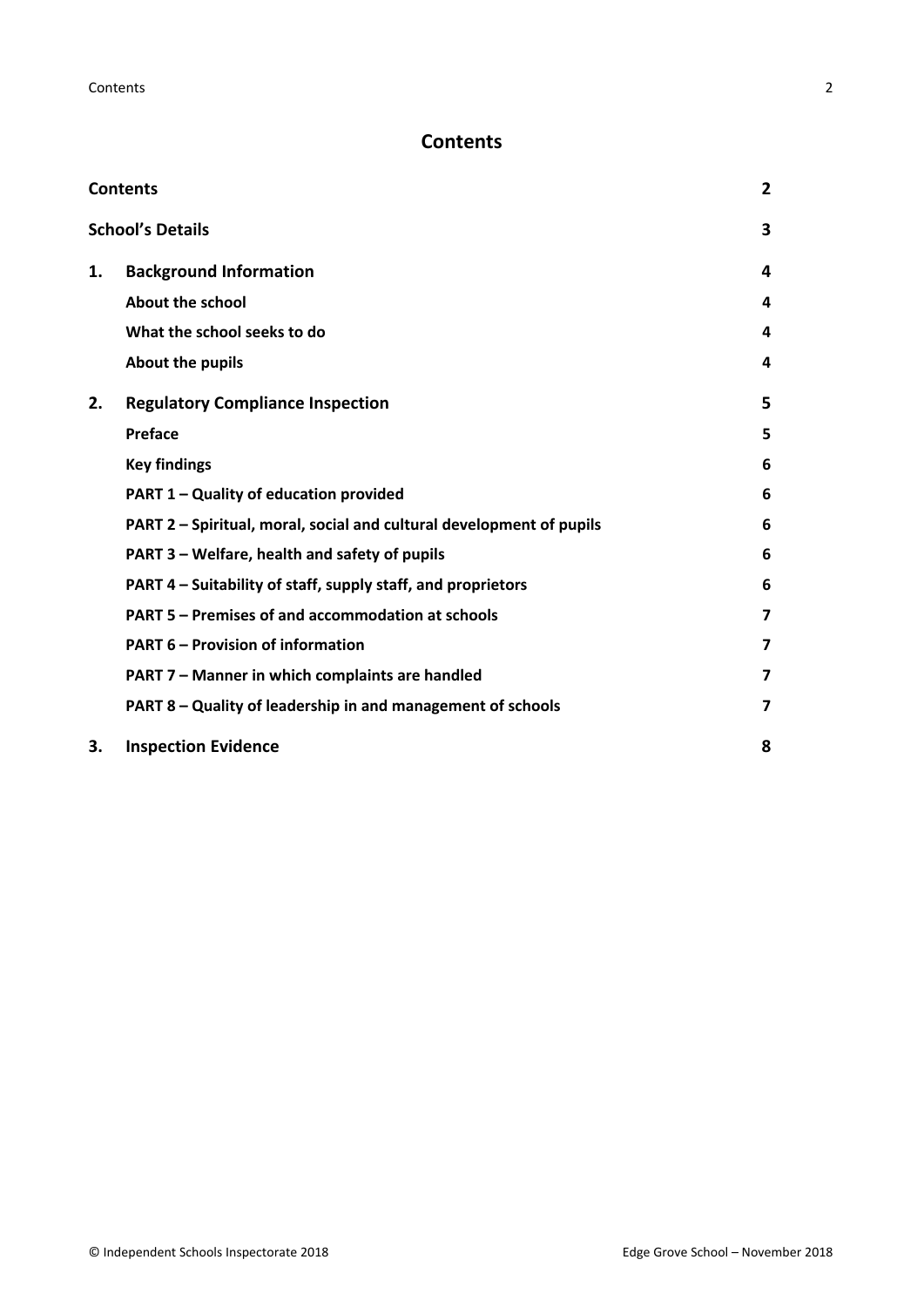# Contents

| | | |
|---|---|---|
| **Contents** | | **2** |
| **School's Details** | | **3** |
| **1.** | **Background Information** | **4** |
| | **About the school** | **4** |
| | **What the school seeks to do** | **4** |
| | **About the pupils** | **4** |
| **2.** | **Regulatory Compliance Inspection** | **5** |
| | **Preface** | **5** |
| | **Key findings** | **6** |
| | **PART 1 – Quality of education provided** | **6** |
| | **PART 2 – Spiritual, moral, social and cultural development of pupils** | **6** |
| | **PART 3 – Welfare, health and safety of pupils** | **6** |
| | **PART 4 – Suitability of staff, supply staff, and proprietors** | **6** |
| | **PART 5 – Premises of and accommodation at schools** | **7** |
| | **PART 6 – Provision of information** | **7** |
| | **PART 7 – Manner in which complaints are handled** | **7** |
| | **PART 8 – Quality of leadership in and management of schools** | **7** |
| **3.** | **Inspection Evidence** | **8** |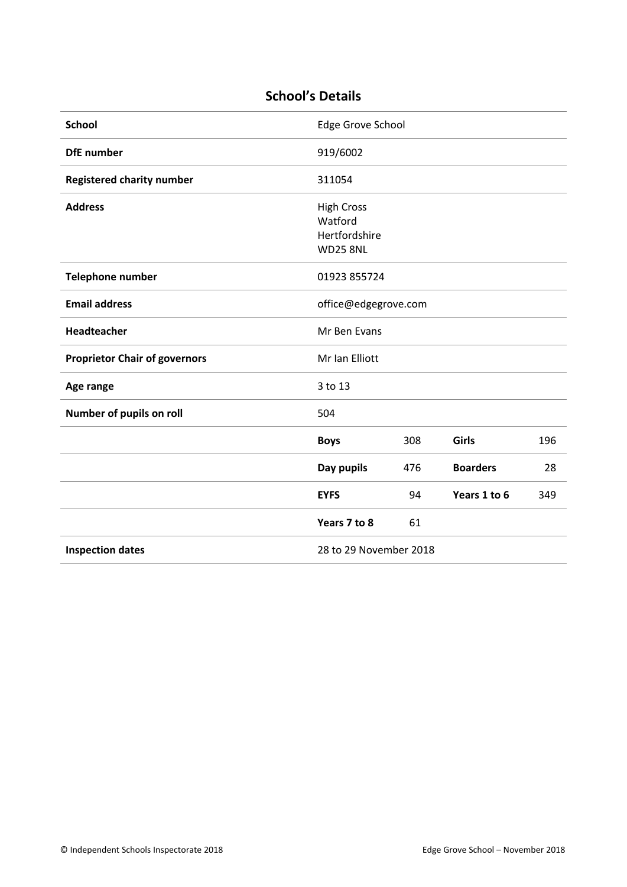## School's Details

| | | | | |
|---|---|---|---|---|
| **School** | Edge Grove School | | | |
| **DfE number** | 919/6002 | | | |
| **Registered charity number** | 311054 | | | |
| **Address** | High Cross<br>Watford<br>Hertfordshire<br>WD25 8NL | | | |
| **Telephone number** | 01923 855724 | | | |
| **Email address** | office@edgegrove.com | | | |
| **Headteacher** | Mr Ben Evans | | | |
| **Proprietor Chair of governors** | Mr Ian Elliott | | | |
| **Age range** | 3 to 13 | | | |
| **Number of pupils on roll** | 504 | | | |
| | **Boys** | 308 | **Girls** | 196 |
| | **Day pupils** | 476 | **Boarders** | 28 |
| | **EYFS** | 94 | **Years 1 to 6** | 349 |
| | **Years 7 to 8** | 61 | | |
| **Inspection dates** | 28 to 29 November 2018 | | | |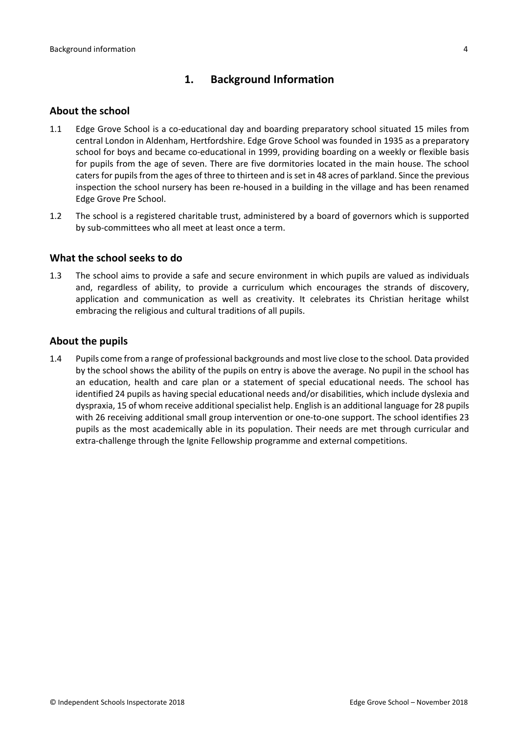# 1. Background Information

## About the school

1.1 Edge Grove School is a co-educational day and boarding preparatory school situated 15 miles from central London in Aldenham, Hertfordshire. Edge Grove School was founded in 1935 as a preparatory school for boys and became co-educational in 1999, providing boarding on a weekly or flexible basis for pupils from the age of seven. There are five dormitories located in the main house. The school caters for pupils from the ages of three to thirteen and is set in 48 acres of parkland. Since the previous inspection the school nursery has been re-housed in a building in the village and has been renamed Edge Grove Pre School.

1.2 The school is a registered charitable trust, administered by a board of governors which is supported by sub-committees who all meet at least once a term.

## What the school seeks to do

1.3 The school aims to provide a safe and secure environment in which pupils are valued as individuals and, regardless of ability, to provide a curriculum which encourages the strands of discovery, application and communication as well as creativity. It celebrates its Christian heritage whilst embracing the religious and cultural traditions of all pupils.

## About the pupils

1.4 Pupils come from a range of professional backgrounds and most live close to the school. Data provided by the school shows the ability of the pupils on entry is above the average. No pupil in the school has an education, health and care plan or a statement of special educational needs. The school has identified 24 pupils as having special educational needs and/or disabilities, which include dyslexia and dyspraxia, 15 of whom receive additional specialist help. English is an additional language for 28 pupils with 26 receiving additional small group intervention or one-to-one support. The school identifies 23 pupils as the most academically able in its population. Their needs are met through curricular and extra-challenge through the Ignite Fellowship programme and external competitions.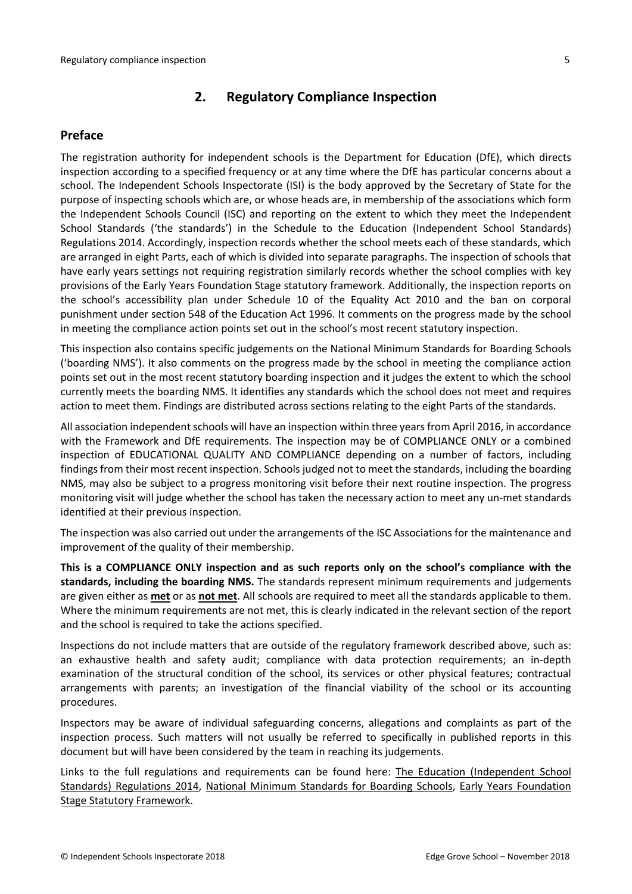## 2. Regulatory Compliance Inspection

### Preface

The registration authority for independent schools is the Department for Education (DfE), which directs inspection according to a specified frequency or at any time where the DfE has particular concerns about a school. The Independent Schools Inspectorate (ISI) is the body approved by the Secretary of State for the purpose of inspecting schools which are, or whose heads are, in membership of the associations which form the Independent Schools Council (ISC) and reporting on the extent to which they meet the Independent School Standards ('the standards') in the Schedule to the Education (Independent School Standards) Regulations 2014. Accordingly, inspection records whether the school meets each of these standards, which are arranged in eight Parts, each of which is divided into separate paragraphs. The inspection of schools that have early years settings not requiring registration similarly records whether the school complies with key provisions of the Early Years Foundation Stage statutory framework. Additionally, the inspection reports on the school's accessibility plan under Schedule 10 of the Equality Act 2010 and the ban on corporal punishment under section 548 of the Education Act 1996. It comments on the progress made by the school in meeting the compliance action points set out in the school's most recent statutory inspection.

This inspection also contains specific judgements on the National Minimum Standards for Boarding Schools ('boarding NMS'). It also comments on the progress made by the school in meeting the compliance action points set out in the most recent statutory boarding inspection and it judges the extent to which the school currently meets the boarding NMS. It identifies any standards which the school does not meet and requires action to meet them. Findings are distributed across sections relating to the eight Parts of the standards.

All association independent schools will have an inspection within three years from April 2016, in accordance with the Framework and DfE requirements. The inspection may be of COMPLIANCE ONLY or a combined inspection of EDUCATIONAL QUALITY AND COMPLIANCE depending on a number of factors, including findings from their most recent inspection. Schools judged not to meet the standards, including the boarding NMS, may also be subject to a progress monitoring visit before their next routine inspection. The progress monitoring visit will judge whether the school has taken the necessary action to meet any un-met standards identified at their previous inspection.

The inspection was also carried out under the arrangements of the ISC Associations for the maintenance and improvement of the quality of their membership.

**This is a COMPLIANCE ONLY inspection and as such reports only on the school's compliance with the standards, including the boarding NMS.** The standards represent minimum requirements and judgements are given either as **met** or as **not met**. All schools are required to meet all the standards applicable to them. Where the minimum requirements are not met, this is clearly indicated in the relevant section of the report and the school is required to take the actions specified.

Inspections do not include matters that are outside of the regulatory framework described above, such as: an exhaustive health and safety audit; compliance with data protection requirements; an in-depth examination of the structural condition of the school, its services or other physical features; contractual arrangements with parents; an investigation of the financial viability of the school or its accounting procedures.

Inspectors may be aware of individual safeguarding concerns, allegations and complaints as part of the inspection process. Such matters will not usually be referred to specifically in published reports in this document but will have been considered by the team in reaching its judgements.

Links to the full regulations and requirements can be found here: The Education (Independent School Standards) Regulations 2014, National Minimum Standards for Boarding Schools, Early Years Foundation Stage Statutory Framework.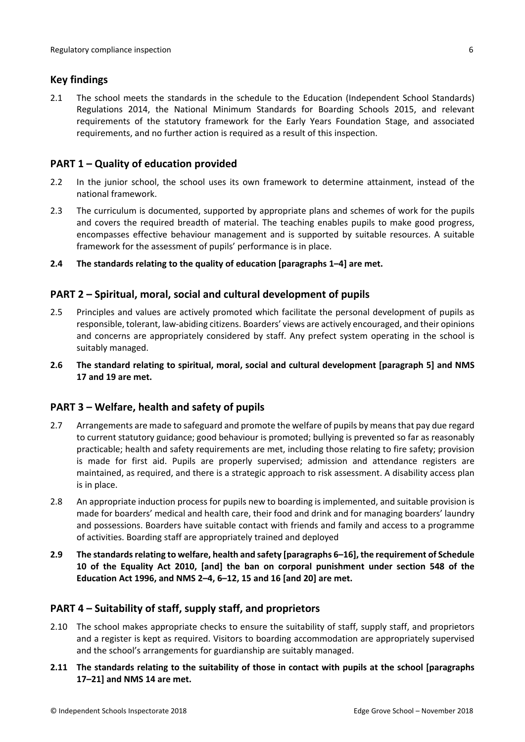## Key findings

2.1 The school meets the standards in the schedule to the Education (Independent School Standards) Regulations 2014, the National Minimum Standards for Boarding Schools 2015, and relevant requirements of the statutory framework for the Early Years Foundation Stage, and associated requirements, and no further action is required as a result of this inspection.

## PART 1 – Quality of education provided

2.2 In the junior school, the school uses its own framework to determine attainment, instead of the national framework.

2.3 The curriculum is documented, supported by appropriate plans and schemes of work for the pupils and covers the required breadth of material. The teaching enables pupils to make good progress, encompasses effective behaviour management and is supported by suitable resources. A suitable framework for the assessment of pupils' performance is in place.

**2.4 The standards relating to the quality of education [paragraphs 1–4] are met.**

## PART 2 – Spiritual, moral, social and cultural development of pupils

2.5 Principles and values are actively promoted which facilitate the personal development of pupils as responsible, tolerant, law-abiding citizens. Boarders' views are actively encouraged, and their opinions and concerns are appropriately considered by staff. Any prefect system operating in the school is suitably managed.

**2.6 The standard relating to spiritual, moral, social and cultural development [paragraph 5] and NMS 17 and 19 are met.**

## PART 3 – Welfare, health and safety of pupils

2.7 Arrangements are made to safeguard and promote the welfare of pupils by means that pay due regard to current statutory guidance; good behaviour is promoted; bullying is prevented so far as reasonably practicable; health and safety requirements are met, including those relating to fire safety; provision is made for first aid. Pupils are properly supervised; admission and attendance registers are maintained, as required, and there is a strategic approach to risk assessment. A disability access plan is in place.

2.8 An appropriate induction process for pupils new to boarding is implemented, and suitable provision is made for boarders' medical and health care, their food and drink and for managing boarders' laundry and possessions. Boarders have suitable contact with friends and family and access to a programme of activities. Boarding staff are appropriately trained and deployed

**2.9 The standards relating to welfare, health and safety [paragraphs 6–16], the requirement of Schedule 10 of the Equality Act 2010, [and] the ban on corporal punishment under section 548 of the Education Act 1996, and NMS 2–4, 6–12, 15 and 16 [and 20] are met.**

## PART 4 – Suitability of staff, supply staff, and proprietors

2.10 The school makes appropriate checks to ensure the suitability of staff, supply staff, and proprietors and a register is kept as required. Visitors to boarding accommodation are appropriately supervised and the school's arrangements for guardianship are suitably managed.

**2.11 The standards relating to the suitability of those in contact with pupils at the school [paragraphs 17–21] and NMS 14 are met.**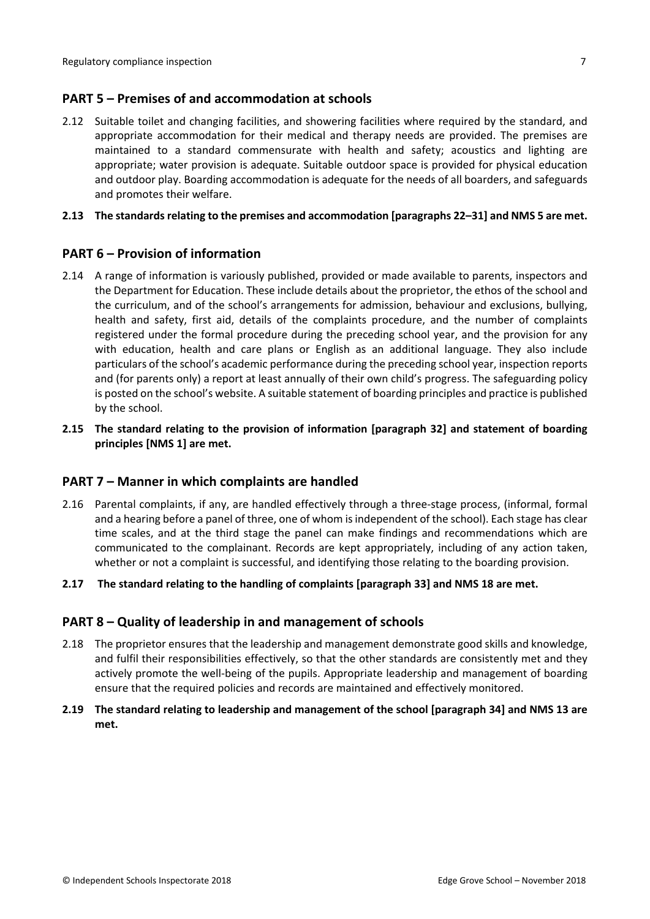## PART 5 – Premises of and accommodation at schools

2.12 Suitable toilet and changing facilities, and showering facilities where required by the standard, and appropriate accommodation for their medical and therapy needs are provided. The premises are maintained to a standard commensurate with health and safety; acoustics and lighting are appropriate; water provision is adequate. Suitable outdoor space is provided for physical education and outdoor play. Boarding accommodation is adequate for the needs of all boarders, and safeguards and promotes their welfare.

**2.13 The standards relating to the premises and accommodation [paragraphs 22–31] and NMS 5 are met.**

## PART 6 – Provision of information

2.14 A range of information is variously published, provided or made available to parents, inspectors and the Department for Education. These include details about the proprietor, the ethos of the school and the curriculum, and of the school's arrangements for admission, behaviour and exclusions, bullying, health and safety, first aid, details of the complaints procedure, and the number of complaints registered under the formal procedure during the preceding school year, and the provision for any with education, health and care plans or English as an additional language. They also include particulars of the school's academic performance during the preceding school year, inspection reports and (for parents only) a report at least annually of their own child's progress. The safeguarding policy is posted on the school's website. A suitable statement of boarding principles and practice is published by the school.

**2.15 The standard relating to the provision of information [paragraph 32] and statement of boarding principles [NMS 1] are met.**

## PART 7 – Manner in which complaints are handled

2.16 Parental complaints, if any, are handled effectively through a three-stage process, (informal, formal and a hearing before a panel of three, one of whom is independent of the school). Each stage has clear time scales, and at the third stage the panel can make findings and recommendations which are communicated to the complainant. Records are kept appropriately, including of any action taken, whether or not a complaint is successful, and identifying those relating to the boarding provision.

**2.17 The standard relating to the handling of complaints [paragraph 33] and NMS 18 are met.**

## PART 8 – Quality of leadership in and management of schools

2.18 The proprietor ensures that the leadership and management demonstrate good skills and knowledge, and fulfil their responsibilities effectively, so that the other standards are consistently met and they actively promote the well-being of the pupils. Appropriate leadership and management of boarding ensure that the required policies and records are maintained and effectively monitored.

**2.19 The standard relating to leadership and management of the school [paragraph 34] and NMS 13 are met.**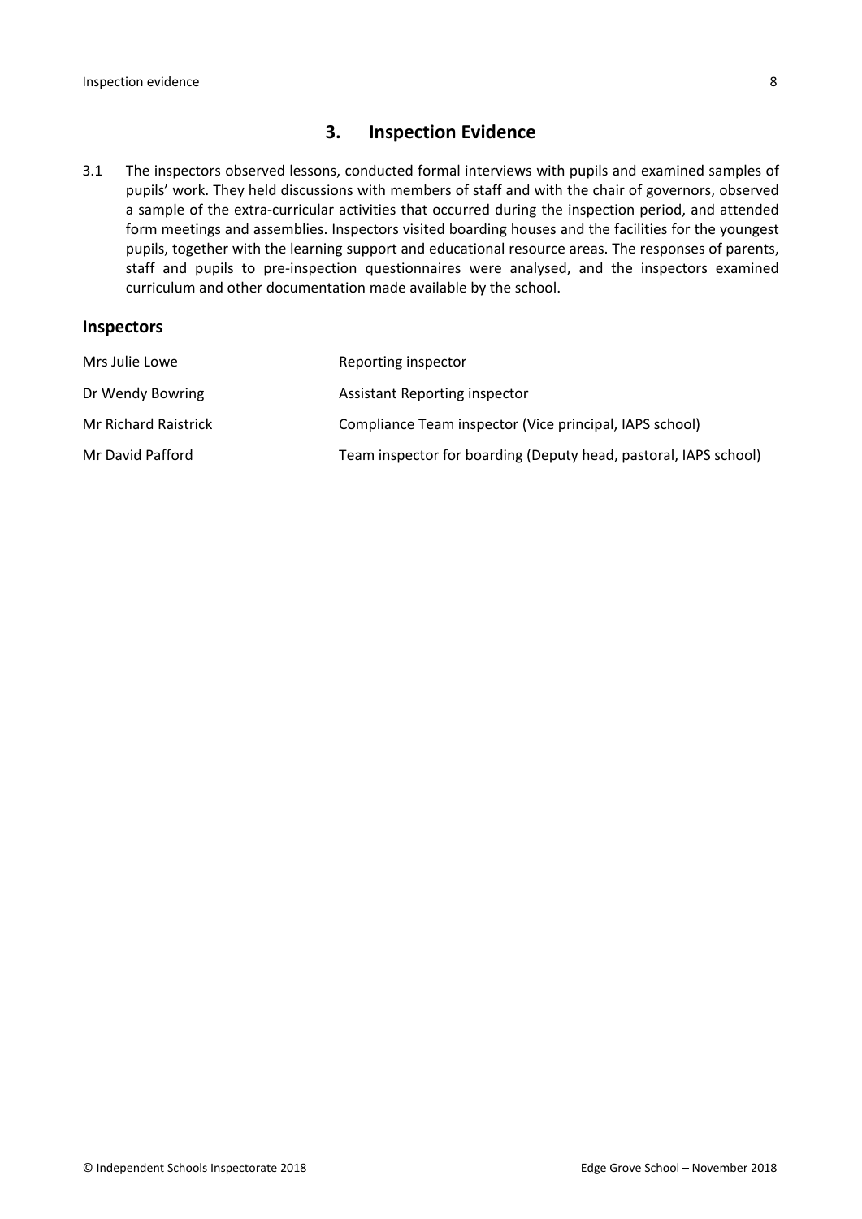## 3. Inspection Evidence

3.1 The inspectors observed lessons, conducted formal interviews with pupils and examined samples of pupils' work. They held discussions with members of staff and with the chair of governors, observed a sample of the extra-curricular activities that occurred during the inspection period, and attended form meetings and assemblies. Inspectors visited boarding houses and the facilities for the youngest pupils, together with the learning support and educational resource areas. The responses of parents, staff and pupils to pre-inspection questionnaires were analysed, and the inspectors examined curriculum and other documentation made available by the school.

### Inspectors

| | |
|---|---|
| Mrs Julie Lowe | Reporting inspector |
| Dr Wendy Bowring | Assistant Reporting inspector |
| Mr Richard Raistrick | Compliance Team inspector (Vice principal, IAPS school) |
| Mr David Pafford | Team inspector for boarding (Deputy head, pastoral, IAPS school) |